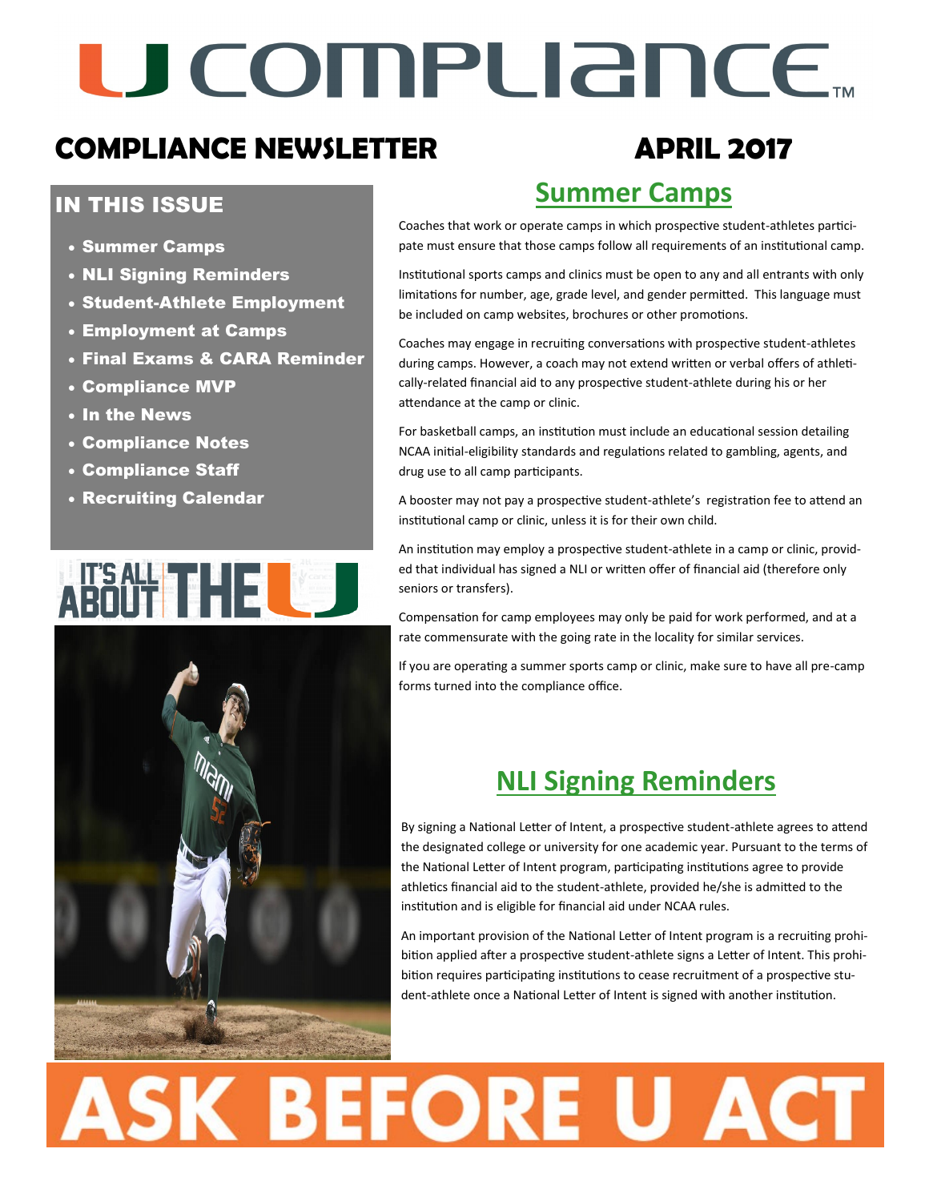# U COMPLIANCE™

## COMPLIANCE NEWSLETTER APRIL 2017

### IN THIS ISSUE

- Summer Camps
- NLI Signing Reminders
- Student-Athlete Employment
- Employment at Camps
- Final Exams & CARA Reminder
- Compliance MVP
- In the News
- Compliance Notes
- Compliance Staff
- Recruiting Calendar

IT'S ALL ABOUT THE U

## Summer Camps

Coaches that work or operate camps in which prospective student-athletes participate must ensure that those camps follow all requirements of an institutional camp.

Institutional sports camps and clinics must be open to any and all entrants with only limitations for number, age, grade level, and gender permitted. This language must be included on camp websites, brochures or other promotions.

Coaches may engage in recruiting conversations with prospective student-athletes during camps. However, a coach may not extend written or verbal offers of athletically-related financial aid to any prospective student-athlete during his or her attendance at the camp or clinic.

For basketball camps, an institution must include an educational session detailing NCAA initial-eligibility standards and regulations related to gambling, agents, and drug use to all camp participants.

A booster may not pay a prospective student-athlete's registration fee to attend an institutional camp or clinic, unless it is for their own child.

An institution may employ a prospective student-athlete in a camp or clinic, provided that individual has signed a NLI or written offer of financial aid (therefore only seniors or transfers).

Compensation for camp employees may only be paid for work performed, and at a rate commensurate with the going rate in the locality for similar services.

If you are operating a summer sports camp or clinic, make sure to have all pre-camp forms turned into the compliance office.

## NLI Signing Reminders

By signing a National Letter of Intent, a prospective student-athlete agrees to attend the designated college or university for one academic year. Pursuant to the terms of the National Letter of Intent program, participating institutions agree to provide athletics financial aid to the student-athlete, provided he/she is admitted to the institution and is eligible for financial aid under NCAA rules.

An important provision of the National Letter of Intent program is a recruiting prohibition applied after a prospective student-athlete signs a Letter of Intent. This prohibition requires participating institutions to cease recruitment of a prospective student-athlete once a National Letter of Intent is signed with another institution.

# ASK BEFORE U ACT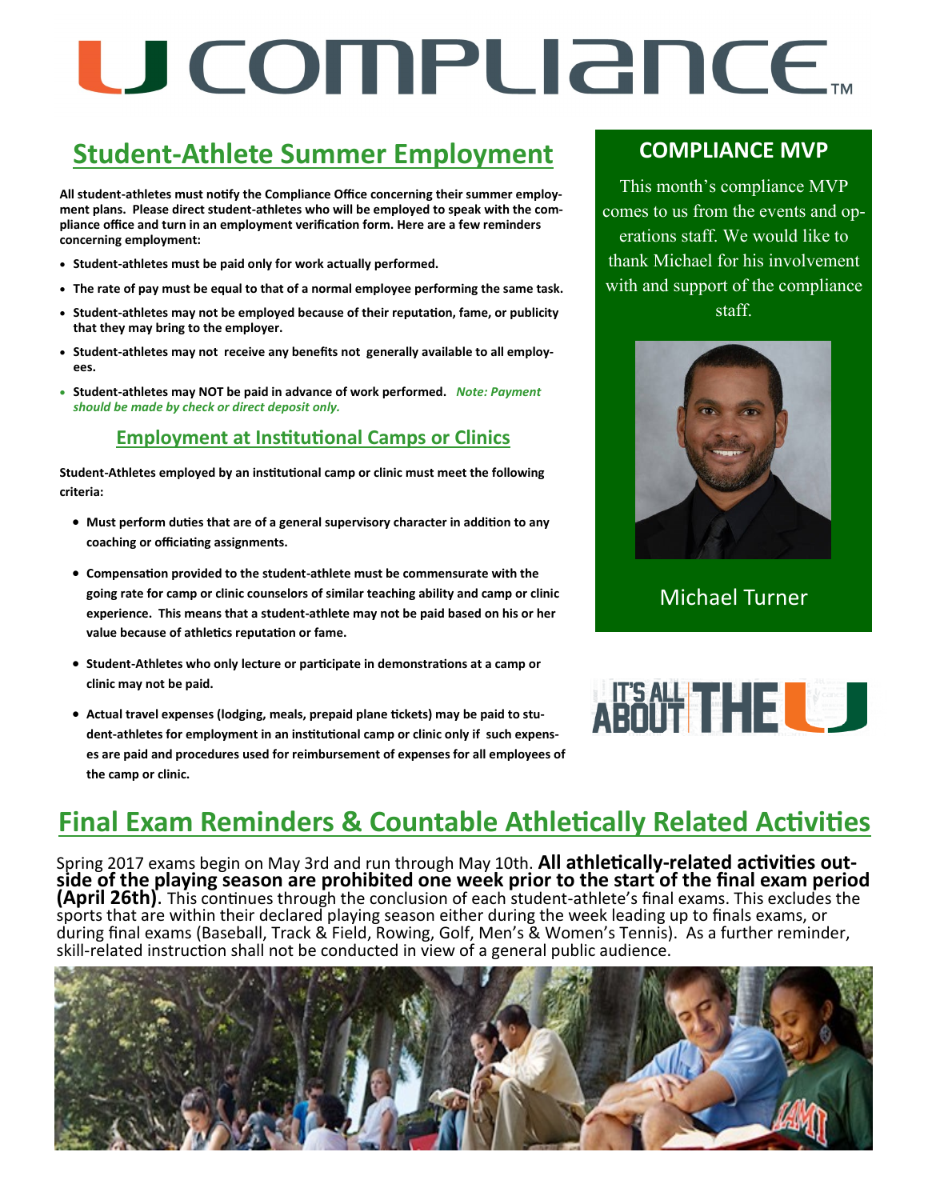# U COMPLIANCE™

## Student-Athlete Summer Employment

**All student-athletes must notify the Compliance Office concerning their summer employment plans. Please direct student-athletes who will be employed to speak with the compliance office and turn in an employment verification form. Here are a few reminders concerning employment:**

- **Student-athletes must be paid only for work actually performed.**
- **The rate of pay must be equal to that of a normal employee performing the same task.**
- **Student-athletes may not be employed because of their reputation, fame, or publicity that they may bring to the employer.**
- **Student-athletes may not receive any benefits not generally available to all employees.**
- **Student-athletes may NOT be paid in advance of work performed.** ***Note: Payment should be made by check or direct deposit only.***

### Employment at Institutional Camps or Clinics

**Student-Athletes employed by an institutional camp or clinic must meet the following criteria:**

- **Must perform duties that are of a general supervisory character in addition to any coaching or officiating assignments.**
- **Compensation provided to the student-athlete must be commensurate with the going rate for camp or clinic counselors of similar teaching ability and camp or clinic experience. This means that a student-athlete may not be paid based on his or her value because of athletics reputation or fame.**
- **Student-Athletes who only lecture or participate in demonstrations at a camp or clinic may not be paid.**
- **Actual travel expenses (lodging, meals, prepaid plane tickets) may be paid to student-athletes for employment in an institutional camp or clinic only if such expenses are paid and procedures used for reimbursement of expenses for all employees of the camp or clinic.**

## COMPLIANCE MVP

This month's compliance MVP comes to us from the events and operations staff. We would like to thank Michael for his involvement with and support of the compliance staff.

Michael Turner

IT'S ALL ABOUT THE U

## Final Exam Reminders & Countable Athletically Related Activities

Spring 2017 exams begin on May 3rd and run through May 10th. **All athletically-related activities outside of the playing season are prohibited one week prior to the start of the final exam period (April 26th)**. This continues through the conclusion of each student-athlete's final exams. This excludes the sports that are within their declared playing season either during the week leading up to finals exams, or during final exams (Baseball, Track & Field, Rowing, Golf, Men's & Women's Tennis). As a further reminder, skill-related instruction shall not be conducted in view of a general public audience.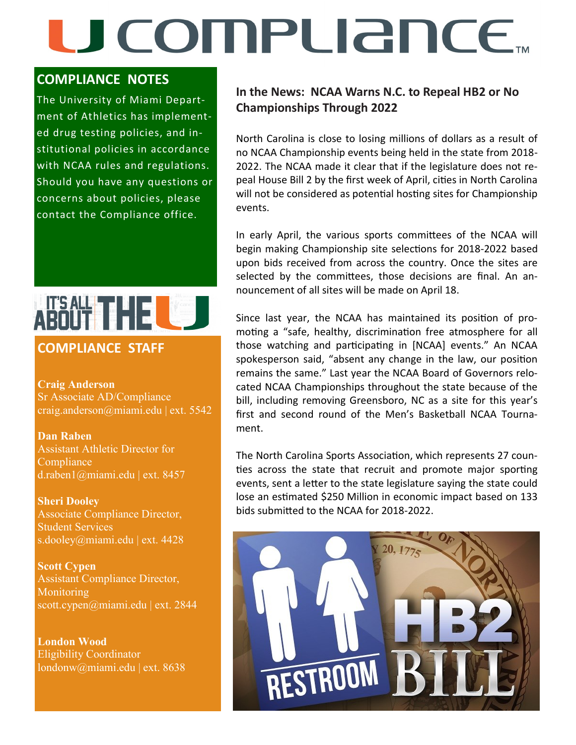# U COMPLIANCE™

## COMPLIANCE NOTES

The University of Miami Department of Athletics has implemented drug testing policies, and institutional policies in accordance with NCAA rules and regulations. Should you have any questions or concerns about policies, please contact the Compliance office.

IT'S ALL ABOUT THE U

## COMPLIANCE STAFF

**Craig Anderson**
Sr Associate AD/Compliance
craig.anderson@miami.edu | ext. 5542

**Dan Raben**
Assistant Athletic Director for Compliance
d.raben1@miami.edu | ext. 8457

**Sheri Dooley**
Associate Compliance Director, Student Services
s.dooley@miami.edu | ext. 4428

**Scott Cypen**
Assistant Compliance Director, Monitoring
scott.cypen@miami.edu | ext. 2844

**London Wood**
Eligibility Coordinator
londonw@miami.edu | ext. 8638

## In the News: NCAA Warns N.C. to Repeal HB2 or No Championships Through 2022

North Carolina is close to losing millions of dollars as a result of no NCAA Championship events being held in the state from 2018-2022. The NCAA made it clear that if the legislature does not repeal House Bill 2 by the first week of April, cities in North Carolina will not be considered as potential hosting sites for Championship events.

In early April, the various sports committees of the NCAA will begin making Championship site selections for 2018-2022 based upon bids received from across the country. Once the sites are selected by the committees, those decisions are final. An announcement of all sites will be made on April 18.

Since last year, the NCAA has maintained its position of promoting a "safe, healthy, discrimination free atmosphere for all those watching and participating in [NCAA] events." An NCAA spokesperson said, "absent any change in the law, our position remains the same." Last year the NCAA Board of Governors relocated NCAA Championships throughout the state because of the bill, including removing Greensboro, NC as a site for this year's first and second round of the Men's Basketball NCAA Tournament.

The North Carolina Sports Association, which represents 27 counties across the state that recruit and promote major sporting events, sent a letter to the state legislature saying the state could lose an estimated $250 Million in economic impact based on 133 bids submitted to the NCAA for 2018-2022.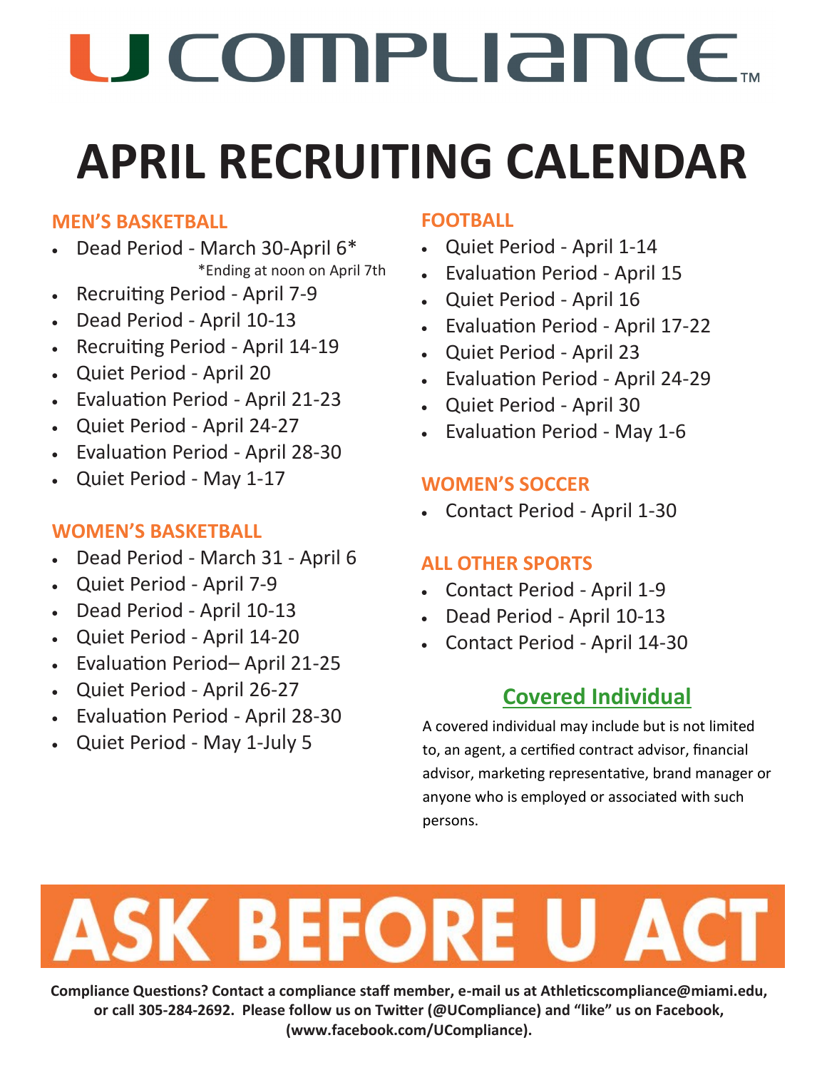# U COMPLIANCE™

# APRIL RECRUITING CALENDAR

## MEN'S BASKETBALL

- Dead Period - March 30-April 6*
  *Ending at noon on April 7th
- Recruiting Period - April 7-9
- Dead Period - April 10-13
- Recruiting Period - April 14-19
- Quiet Period - April 20
- Evaluation Period - April 21-23
- Quiet Period - April 24-27
- Evaluation Period - April 28-30
- Quiet Period - May 1-17

## WOMEN'S BASKETBALL

- Dead Period - March 31 - April 6
- Quiet Period - April 7-9
- Dead Period - April 10-13
- Quiet Period - April 14-20
- Evaluation Period– April 21-25
- Quiet Period - April 26-27
- Evaluation Period - April 28-30
- Quiet Period - May 1-July 5

## FOOTBALL

- Quiet Period - April 1-14
- Evaluation Period - April 15
- Quiet Period - April 16
- Evaluation Period - April 17-22
- Quiet Period - April 23
- Evaluation Period - April 24-29
- Quiet Period - April 30
- Evaluation Period - May 1-6

## WOMEN'S SOCCER

- Contact Period - April 1-30

## ALL OTHER SPORTS

- Contact Period - April 1-9
- Dead Period - April 10-13
- Contact Period - April 14-30

## Covered Individual

A covered individual may include but is not limited to, an agent, a certified contract advisor, financial advisor, marketing representative, brand manager or anyone who is employed or associated with such persons.

# ASK BEFORE U ACT

**Compliance Questions? Contact a compliance staff member, e-mail us at Athleticscompliance@miami.edu, or call 305-284-2692. Please follow us on Twitter (@UCompliance) and "like" us on Facebook, (www.facebook.com/UCompliance).**